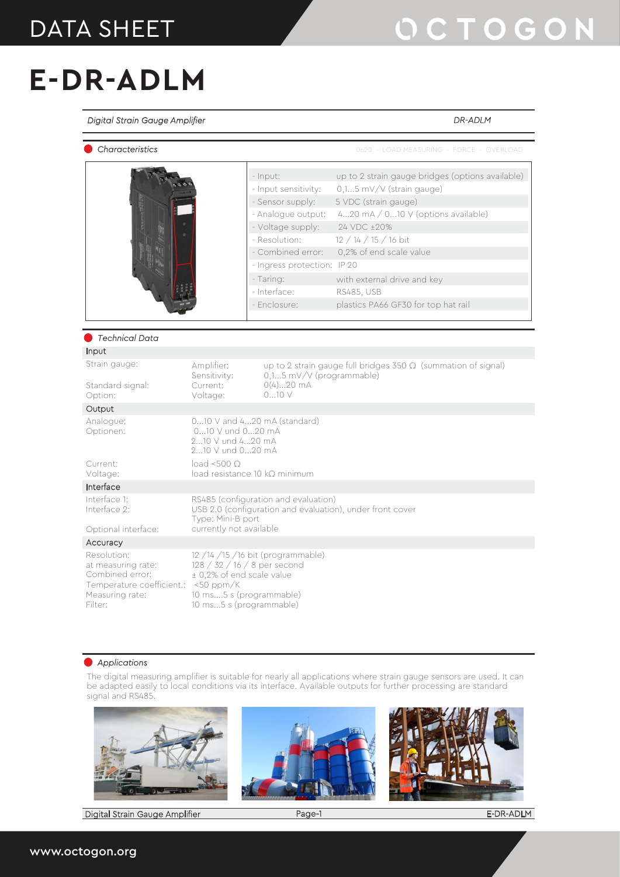DATA SHEET

# E-DR-ADLM

*Digital Strain Gauge Amplifier* — *DR-ADLM*

## *Characteristics*

0620 - LOAD MEASURING - FORCE - OVERLOAD

| | |
|---|---|
| - Input: | up to 2 strain gauge bridges (options available) |
| - Input sensitivity: | 0,1...5 mV/V (strain gauge) |
| - Sensor supply: | 5 VDC (strain gauge) |
| - Analogue output: | 4...20 mA / 0...10 V (options available) |
| - Voltage supply: | 24 VDC ±20% |
| - Resolution: | 12 / 14 / 15 / 16 bit |
| - Combined error: | 0,2% of end scale value |
| - Ingress protection: | IP 20 |
| - Taring: | with external drive and key |
| - Interface: | RS485, USB |
| - Enclosure: | plastics PA66 GF30 for top hat rail |

## *Technical Data*

### Input

| | | |
|---|---|---|
| Strain gauge: | Amplifier: | up to 2 strain gauge full bridges 350 Ω (summation of signal) |
| | Sensitivity: | 0,1...5 mV/V (programmable) |
| Standard signal: | Current: | 0(4)...20 mA |
| Option: | Voltage: | 0...10 V |

### Output

| | |
|---|---|
| Analogue: | 0...10 V and 4...20 mA (standard) |
| Optionen: | 0...10 V und 0...20 mA<br>2...10 V und 4...20 mA<br>2...10 V und 0...20 mA |
| Current: | load <500 Ω |
| Voltage: | load resistance 10 kΩ minimum |

### Interface

| | |
|---|---|
| Interface 1: | RS485 (configuration and evaluation) |
| Interface 2: | USB 2.0 (configuration and evaluation), under front cover<br>Type: Mini-B port |
| Optional interface: | currently not available |

### Accuracy

| | |
|---|---|
| Resolution: | 12 /14 /15 /16 bit (programmable) |
| at measuring rate: | 128 / 32 / 16 / 8 per second |
| Combined error: | ± 0,2% of end scale value |
| Temperature coefficient.: | <50 ppm/K |
| Measuring rate: | 10 ms....5 s (programmable) |
| Filter: | 10 ms...5 s (programmable) |

## *Applications*

The digital measuring amplifier is suitable for nearly all applications where strain gauge sensors are used. It can be adapted easily to local conditions via its interface. Available outputs for further processing are standard signal and RS485.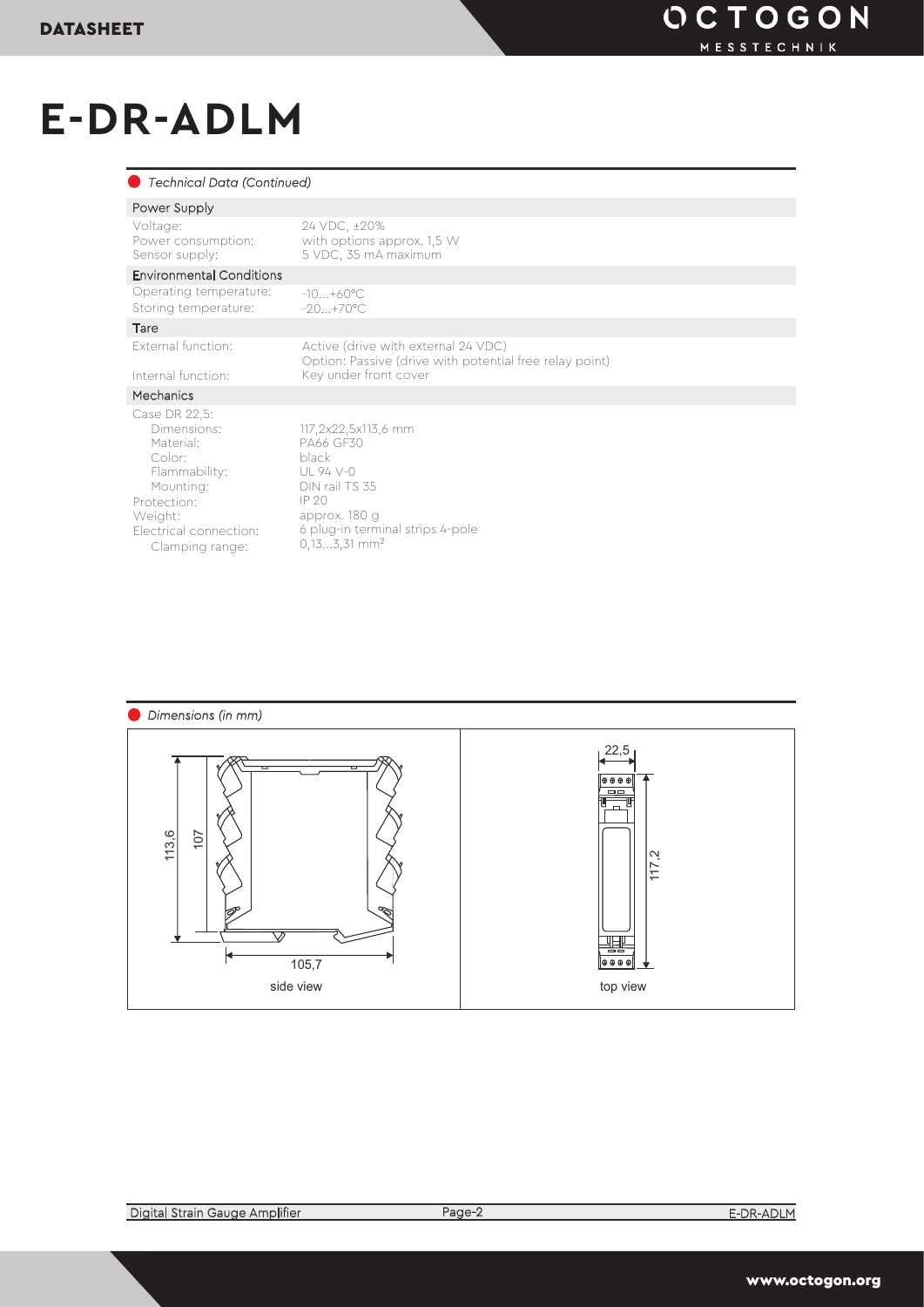# E-DR-ADLM

## Technical Data (Continued)

| Power Supply | |
|---|---|
| Voltage: | 24 VDC, ±20% |
| Power consumption: | with options approx. 1,5 W |
| Sensor supply: | 5 VDC, 35 mA maximum |
| **Environmental Conditions** | |
| Operating temperature: | -10...+60°C |
| Storing temperature: | -20...+70°C |
| **Tare** | |
| External function: | Active (drive with external 24 VDC)<br>Option: Passive (drive with potential free relay point) |
| Internal function: | Key under front cover |
| **Mechanics** | |
| Case DR 22,5: | |
| Dimensions: | 117,2x22,5x113,6 mm |
| Material: | PA66 GF30 |
| Color: | black |
| Flammability: | UL 94 V-0 |
| Mounting: | DIN rail TS 35 |
| Protection: | IP 20 |
| Weight: | approx. 180 g |
| Electrical connection: | 6 plug-in terminal strips 4-pole |
| Clamping range: | 0,13...3,31 mm² |

## Dimensions (in mm)

113,6 — 107 — 105,7

side view

22,5 — 117,2

top view

Digital Strain Gauge Amplifier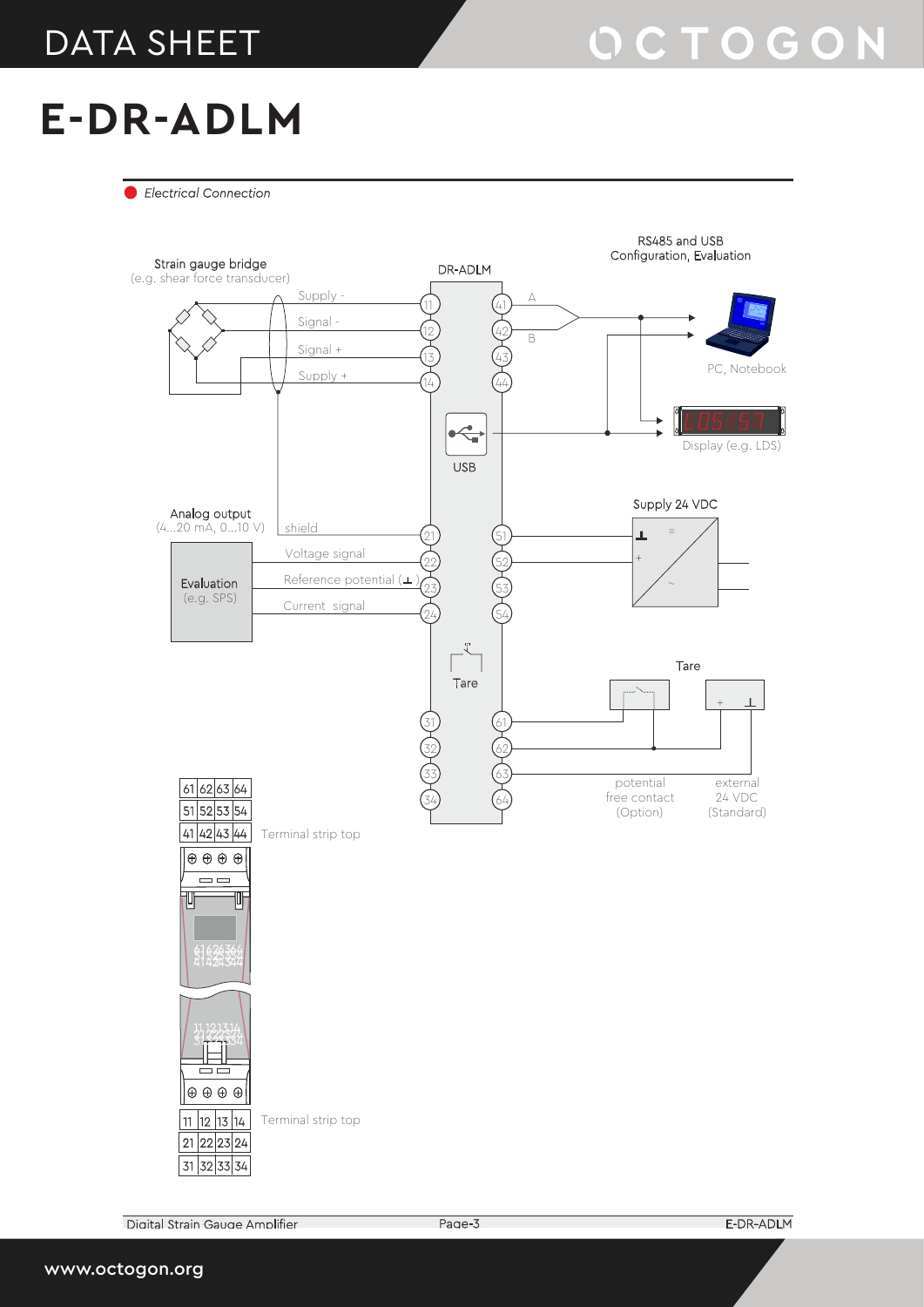// DATA SHEET

# E-DR-ADLM

## Electrical Connection

Strain gauge bridge
(e.g. shear force transducer)

DR-ADLM

RS485 and USB
Configuration, Evaluation

Supply -
Signal -
Signal +
Supply +

11
12
13
14

41
42
43
44

A
B

PC, Notebook

USB

Display (e.g. LDS)

Analog output
(4...20 mA, 0...10 V)

shield
Voltage signal
Reference potential (⊥)
Current signal

Evaluation
(e.g. SPS)

21
22
23
24

51
52
53
54

Supply 24 VDC

Tare

Tare

31
32
33
34

61
62
63
64

potential
free contact
(Option)

external
24 VDC
(Standard)

| 61 | 62 | 63 | 64 |
|---|---|---|---|
| 51 | 52 | 53 | 54 |
| 41 | 42 | 43 | 44 |

Terminal strip top

| 11 | 12 | 13 | 14 |
|---|---|---|---|
| 21 | 22 | 23 | 24 |
| 31 | 32 | 33 | 34 |

Terminal strip top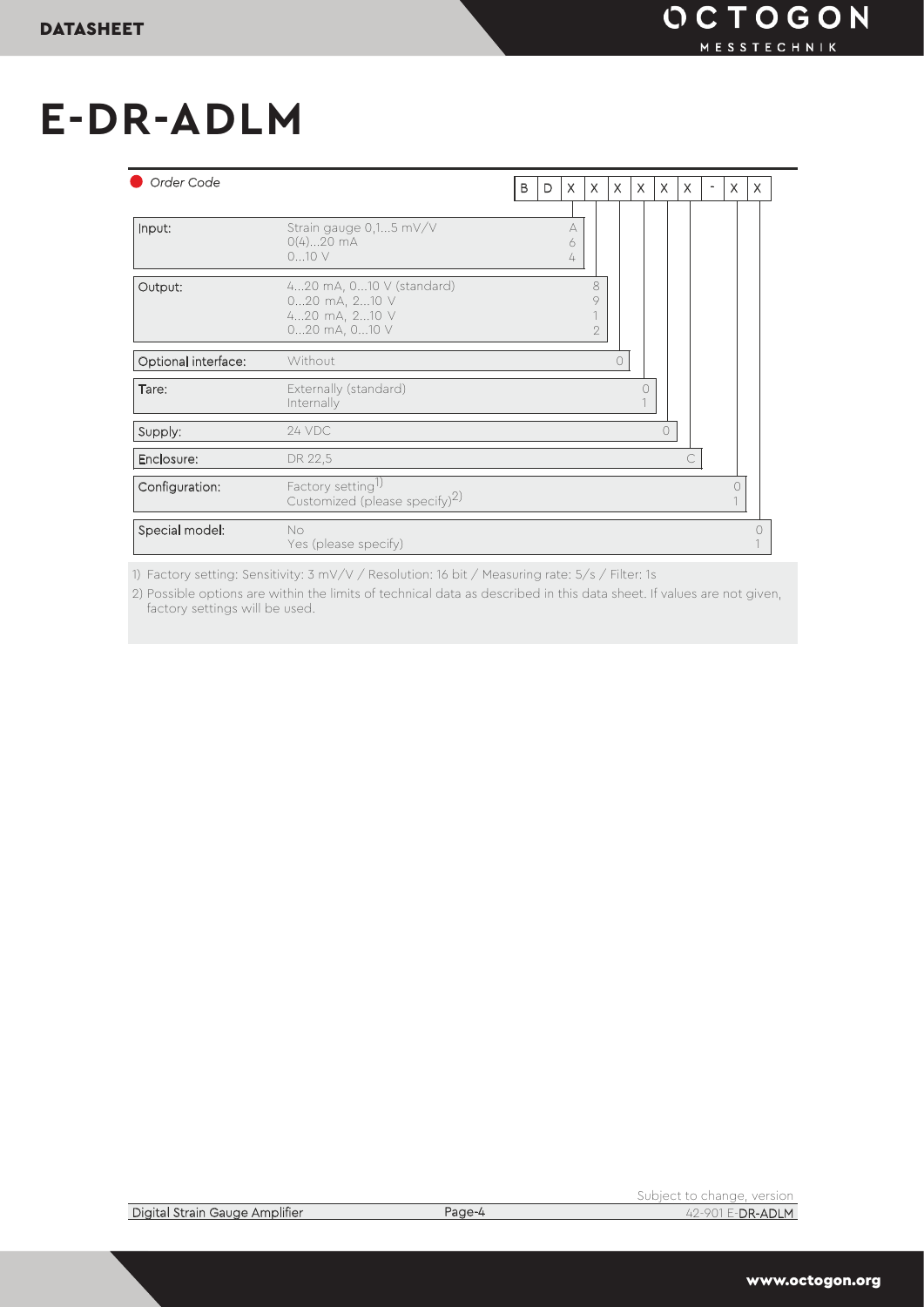# E-DR-ADLM

**Order Code**

| B | D | X | X | X | X | X | X | - | X | X |
|---|---|---|---|---|---|---|---|---|---|---|

| Option | Description | Code |
|---|---|---|
| Input: | Strain gauge 0,1...5 mV/V | A |
| | 0(4)...20 mA | 6 |
| | 0...10 V | 4 |
| Output: | 4...20 mA, 0...10 V (standard) | 8 |
| | 0...20 mA, 2...10 V | 9 |
| | 4...20 mA, 2...10 V | 1 |
| | 0...20 mA, 0...10 V | 2 |
| Optional interface: | Without | 0 |
| Tare: | Externally (standard) | 0 |
| | Internally | 1 |
| Supply: | 24 VDC | 0 |
| Enclosure: | DR 22,5 | C |
| Configuration: | Factory setting[1] | 0 |
| | Customized (please specify)[2] | 1 |
| Special model: | No | 0 |
| | Yes (please specify) | 1 |

1) Factory setting: Sensitivity: 3 mV/V / Resolution: 16 bit / Measuring rate: 5/s / Filter: 1s

2) Possible options are within the limits of technical data as described in this data sheet. If values are not given, factory settings will be used.